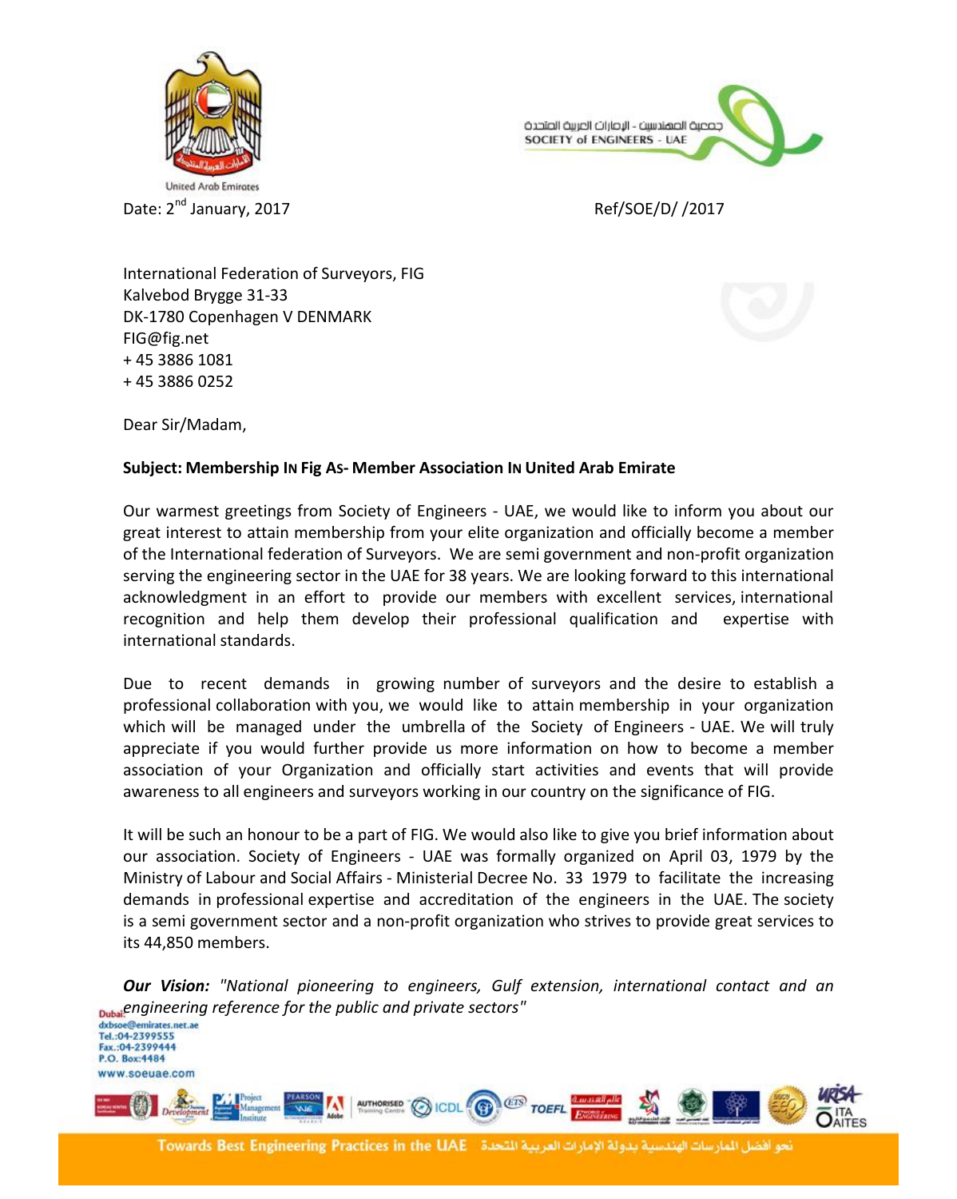United Arab Emirates

جمعية المهندسين - الإمارات العربية المتحدة
SOCIETY of ENGINEERS - UAE

Date: 2nd January, 2017

Ref/SOE/D/ /2017

International Federation of Surveyors, FIG
Kalvebod Brygge 31-33
DK-1780 Copenhagen V DENMARK
FIG@fig.net
+ 45 3886 1081
+ 45 3886 0252

Dear Sir/Madam,

**Subject: Membership In Fig As- Member Association In United Arab Emirate**

Our warmest greetings from Society of Engineers - UAE, we would like to inform you about our great interest to attain membership from your elite organization and officially become a member of the International federation of Surveyors. We are semi government and non-profit organization serving the engineering sector in the UAE for 38 years. We are looking forward to this international acknowledgment in an effort to provide our members with excellent services, international recognition and help them develop their professional qualification and expertise with international standards.

Due to recent demands in growing number of surveyors and the desire to establish a professional collaboration with you, we would like to attain membership in your organization which will be managed under the umbrella of the Society of Engineers - UAE. We will truly appreciate if you would further provide us more information on how to become a member association of your Organization and officially start activities and events that will provide awareness to all engineers and surveyors working in our country on the significance of FIG.

It will be such an honour to be a part of FIG. We would also like to give you brief information about our association. Society of Engineers - UAE was formally organized on April 03, 1979 by the Ministry of Labour and Social Affairs - Ministerial Decree No. 33 1979 to facilitate the increasing demands in professional expertise and accreditation of the engineers in the UAE. The society is a semi government sector and a non-profit organization who strives to provide great services to its 44,850 members.

***Our Vision:*** *"National pioneering to engineers, Gulf extension, international contact and an engineering reference for the public and private sectors"*

Dubai:
dxbsoe@emirates.net.ae
Tel.:04-2399555
Fax.:04-2399444
P.O. Box:4484
www.soeuae.com

Towards Best Engineering Practices in the UAE نحو أفضل الممارسات الهندسية بدولة الإمارات العربية المتحدة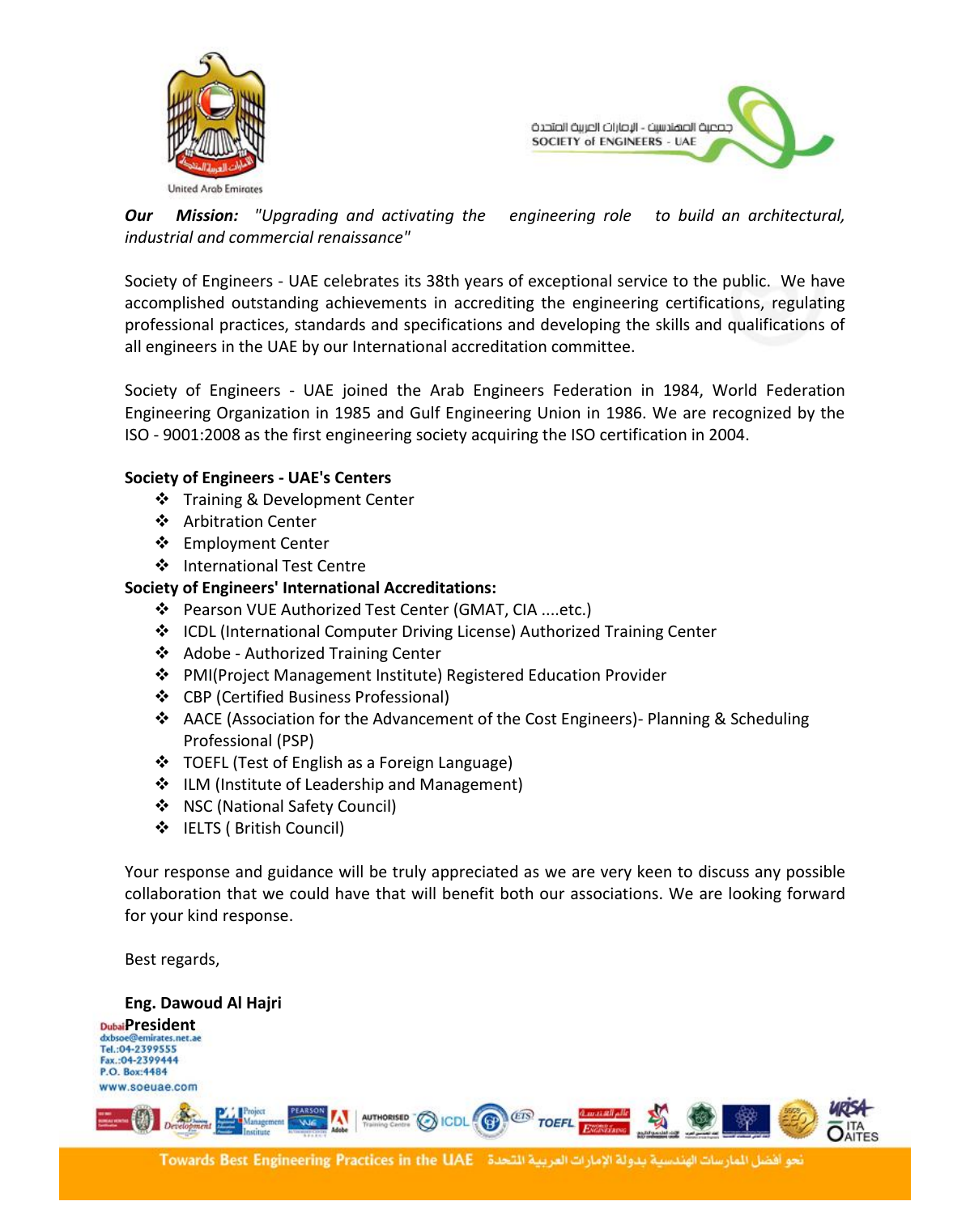United Arab Emirates

جمعية المهندسين - الإمارات العربية المتحدة
SOCIETY of ENGINEERS - UAE

***Our Mission:*** *"Upgrading and activating the engineering role to build an architectural, industrial and commercial renaissance"*

Society of Engineers - UAE celebrates its 38th years of exceptional service to the public. We have accomplished outstanding achievements in accrediting the engineering certifications, regulating professional practices, standards and specifications and developing the skills and qualifications of all engineers in the UAE by our International accreditation committee.

Society of Engineers - UAE joined the Arab Engineers Federation in 1984, World Federation Engineering Organization in 1985 and Gulf Engineering Union in 1986. We are recognized by the ISO - 9001:2008 as the first engineering society acquiring the ISO certification in 2004.

**Society of Engineers - UAE's Centers**

- Training & Development Center
- Arbitration Center
- Employment Center
- International Test Centre

**Society of Engineers' International Accreditations:**

- Pearson VUE Authorized Test Center (GMAT, CIA ....etc.)
- ICDL (International Computer Driving License) Authorized Training Center
- Adobe - Authorized Training Center
- PMI(Project Management Institute) Registered Education Provider
- CBP (Certified Business Professional)
- AACE (Association for the Advancement of the Cost Engineers)- Planning & Scheduling Professional (PSP)
- TOEFL (Test of English as a Foreign Language)
- ILM (Institute of Leadership and Management)
- NSC (National Safety Council)
- IELTS ( British Council)

Your response and guidance will be truly appreciated as we are very keen to discuss any possible collaboration that we could have that will benefit both our associations. We are looking forward for your kind response.

Best regards,

**Eng. Dawoud Al Hajri**
**President**

Dubai
dxbsoe@emirates.net.ae
Tel.:04-2399555
Fax.:04-2399444
P.O. Box:4484
www.soeuae.com

Towards Best Engineering Practices in the UAE نحو أفضل الممارسات الهندسية بدولة الإمارات العربية المتحدة